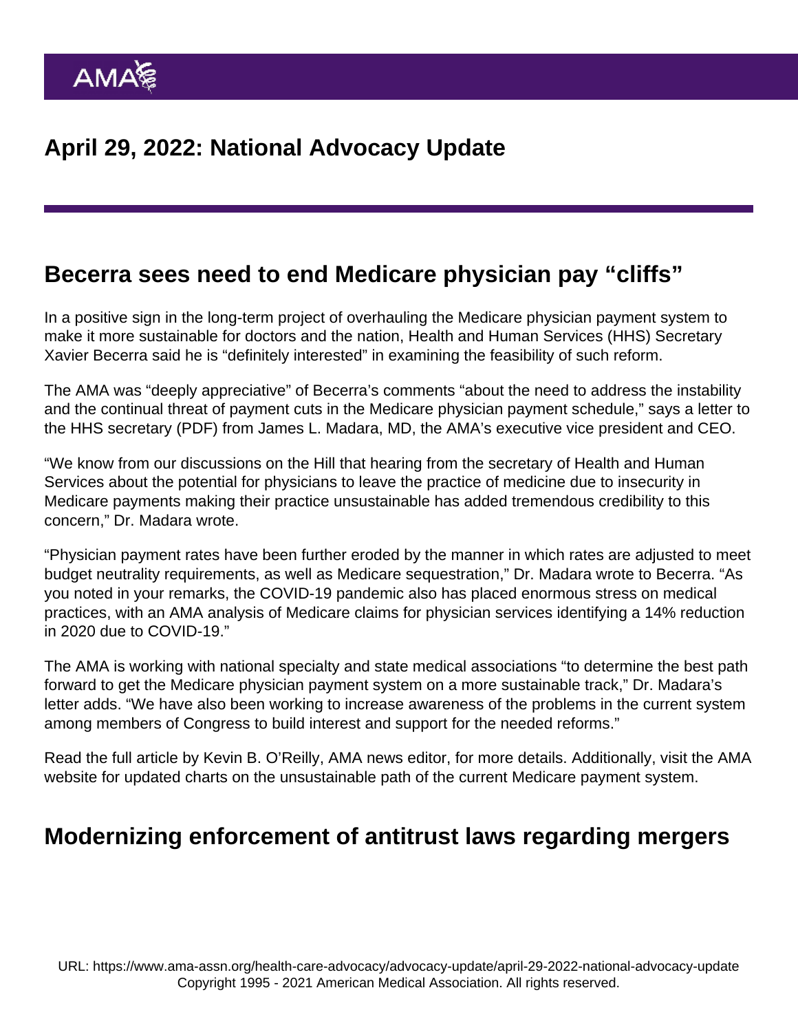# April 29, 2022: National Advocacy Update

## Becerra sees need to end Medicare physician pay "cliffs"

In a positive sign in the long-term project of overhauling the Medicare physician payment system to make it more sustainable for doctors and the nation, Health and Human Services (HHS) Secretary Xavier Becerra said he is "definitely interested" in examining the feasibility of such reform.

The AMA was "deeply appreciative" of Becerra's comments "about the need to address the instability and the continual threat of payment cuts in the Medicare physician payment schedule," says a letter to the HHS secretary (PDF) from James L. Madara, MD, the AMA's executive vice president and CEO.

"We know from our discussions on the Hill that hearing from the secretary of Health and Human Services about the potential for physicians to leave the practice of medicine due to insecurity in Medicare payments making their practice unsustainable has added tremendous credibility to this concern," Dr. Madara wrote.

"Physician payment rates have been further eroded by the manner in which rates are adjusted to meet budget neutrality requirements, as well as Medicare sequestration," Dr. Madara wrote to Becerra. "As you noted in your remarks, the COVID-19 pandemic also has placed enormous stress on medical practices, with an AMA analysis of Medicare claims for physician services identifying a 14% reduction in 2020 due to COVID-19."

The AMA is working with national specialty and state medical associations "to determine the best path forward to get the Medicare physician payment system on a more sustainable track," Dr. Madara's letter adds. "We have also been working to increase awareness of the problems in the current system among members of Congress to build interest and support for the needed reforms."

Read the full article by Kevin B. O'Reilly, AMA news editor, for more details. Additionally, visit the AMA website for updated charts on the unsustainable path of the current Medicare payment system.

## Modernizing enforcement of antitrust laws regarding mergers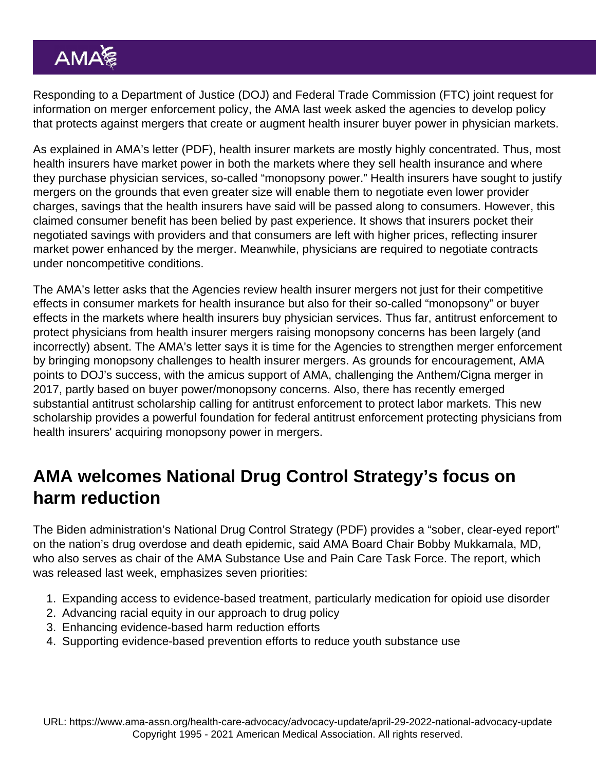Responding to a Department of Justice (DOJ) and Federal Trade Commission (FTC) joint request for information on merger enforcement policy, the AMA last week asked the agencies to develop policy that protects against mergers that create or augment health insurer buyer power in physician markets.

As explained in AMA's letter (PDF), health insurer markets are mostly highly concentrated. Thus, most health insurers have market power in both the markets where they sell health insurance and where they purchase physician services, so-called "monopsony power." Health insurers have sought to justify mergers on the grounds that even greater size will enable them to negotiate even lower provider charges, savings that the health insurers have said will be passed along to consumers. However, this claimed consumer benefit has been belied by past experience. It shows that insurers pocket their negotiated savings with providers and that consumers are left with higher prices, reflecting insurer market power enhanced by the merger. Meanwhile, physicians are required to negotiate contracts under noncompetitive conditions.

The AMA's letter asks that the Agencies review health insurer mergers not just for their competitive effects in consumer markets for health insurance but also for their so-called "monopsony" or buyer effects in the markets where health insurers buy physician services. Thus far, antitrust enforcement to protect physicians from health insurer mergers raising monopsony concerns has been largely (and incorrectly) absent. The AMA's letter says it is time for the Agencies to strengthen merger enforcement by bringing monopsony challenges to health insurer mergers. As grounds for encouragement, AMA points to DOJ's success, with the amicus support of AMA, challenging the Anthem/Cigna merger in 2017, partly based on buyer power/monopsony concerns. Also, there has recently emerged substantial antitrust scholarship calling for antitrust enforcement to protect labor markets. This new scholarship provides a powerful foundation for federal antitrust enforcement protecting physicians from health insurers' acquiring monopsony power in mergers.

## AMA welcomes National Drug Control Strategy's focus on harm reduction

The Biden administration's National Drug Control Strategy (PDF) provides a "sober, clear-eyed report" on the nation's drug overdose and death epidemic, said AMA Board Chair Bobby Mukkamala, MD, who also serves as chair of the AMA Substance Use and Pain Care Task Force. The report, which was released last week, emphasizes seven priorities:

1. Expanding access to evidence-based treatment, particularly medication for opioid use disorder
2. Advancing racial equity in our approach to drug policy
3. Enhancing evidence-based harm reduction efforts
4. Supporting evidence-based prevention efforts to reduce youth substance use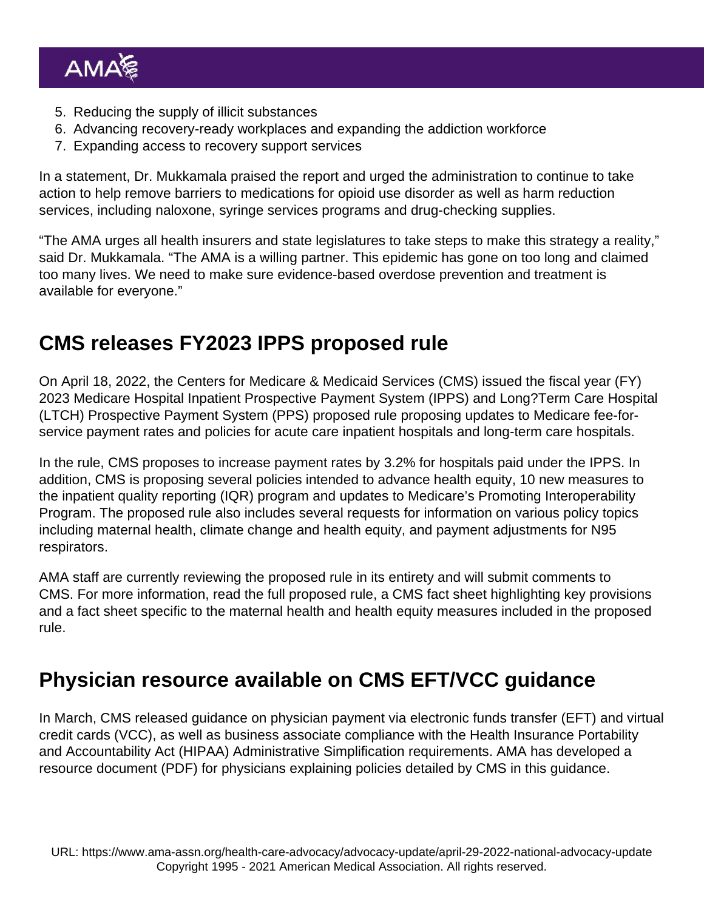5. Reducing the supply of illicit substances
6. Advancing recovery-ready workplaces and expanding the addiction workforce
7. Expanding access to recovery support services

In a statement, Dr. Mukkamala praised the report and urged the administration to continue to take action to help remove barriers to medications for opioid use disorder as well as harm reduction services, including naloxone, syringe services programs and drug-checking supplies.

"The AMA urges all health insurers and state legislatures to take steps to make this strategy a reality," said Dr. Mukkamala. "The AMA is a willing partner. This epidemic has gone on too long and claimed too many lives. We need to make sure evidence-based overdose prevention and treatment is available for everyone."

## CMS releases FY2023 IPPS proposed rule

On April 18, 2022, the Centers for Medicare & Medicaid Services (CMS) issued the fiscal year (FY) 2023 Medicare Hospital Inpatient Prospective Payment System (IPPS) and Long?Term Care Hospital (LTCH) Prospective Payment System (PPS) proposed rule proposing updates to Medicare fee-for-service payment rates and policies for acute care inpatient hospitals and long-term care hospitals.

In the rule, CMS proposes to increase payment rates by 3.2% for hospitals paid under the IPPS. In addition, CMS is proposing several policies intended to advance health equity, 10 new measures to the inpatient quality reporting (IQR) program and updates to Medicare's Promoting Interoperability Program. The proposed rule also includes several requests for information on various policy topics including maternal health, climate change and health equity, and payment adjustments for N95 respirators.

AMA staff are currently reviewing the proposed rule in its entirety and will submit comments to CMS. For more information, read the full proposed rule, a CMS fact sheet highlighting key provisions and a fact sheet specific to the maternal health and health equity measures included in the proposed rule.

## Physician resource available on CMS EFT/VCC guidance

In March, CMS released guidance on physician payment via electronic funds transfer (EFT) and virtual credit cards (VCC), as well as business associate compliance with the Health Insurance Portability and Accountability Act (HIPAA) Administrative Simplification requirements. AMA has developed a resource document (PDF) for physicians explaining policies detailed by CMS in this guidance.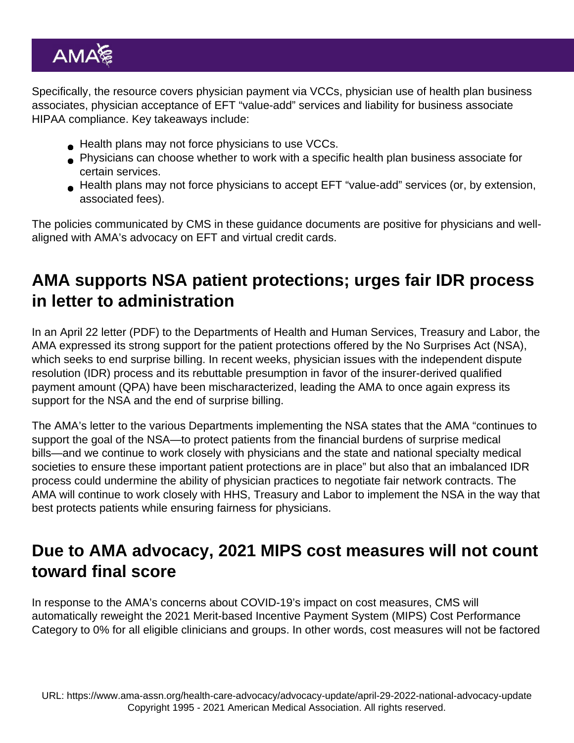Specifically, the resource covers physician payment via VCCs, physician use of health plan business associates, physician acceptance of EFT "value-add" services and liability for business associate HIPAA compliance. Key takeaways include:

- Health plans may not force physicians to use VCCs.
- Physicians can choose whether to work with a specific health plan business associate for certain services.
- Health plans may not force physicians to accept EFT "value-add" services (or, by extension, associated fees).

The policies communicated by CMS in these guidance documents are positive for physicians and well-aligned with AMA's advocacy on EFT and virtual credit cards.

## AMA supports NSA patient protections; urges fair IDR process in letter to administration

In an April 22 letter (PDF) to the Departments of Health and Human Services, Treasury and Labor, the AMA expressed its strong support for the patient protections offered by the No Surprises Act (NSA), which seeks to end surprise billing. In recent weeks, physician issues with the independent dispute resolution (IDR) process and its rebuttable presumption in favor of the insurer-derived qualified payment amount (QPA) have been mischaracterized, leading the AMA to once again express its support for the NSA and the end of surprise billing.

The AMA's letter to the various Departments implementing the NSA states that the AMA "continues to support the goal of the NSA—to protect patients from the financial burdens of surprise medical bills—and we continue to work closely with physicians and the state and national specialty medical societies to ensure these important patient protections are in place" but also that an imbalanced IDR process could undermine the ability of physician practices to negotiate fair network contracts. The AMA will continue to work closely with HHS, Treasury and Labor to implement the NSA in the way that best protects patients while ensuring fairness for physicians.

## Due to AMA advocacy, 2021 MIPS cost measures will not count toward final score

In response to the AMA's concerns about COVID-19's impact on cost measures, CMS will automatically reweight the 2021 Merit-based Incentive Payment System (MIPS) Cost Performance Category to 0% for all eligible clinicians and groups. In other words, cost measures will not be factored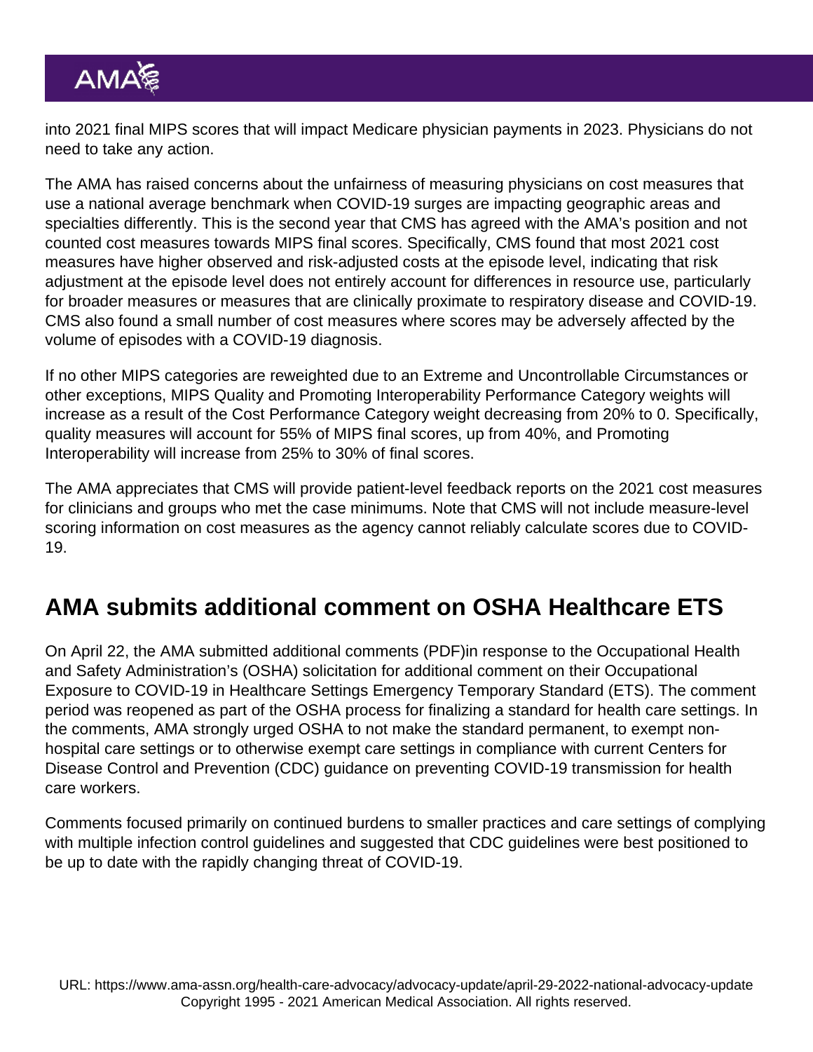into 2021 final MIPS scores that will impact Medicare physician payments in 2023. Physicians do not need to take any action.

The AMA has raised concerns about the unfairness of measuring physicians on cost measures that use a national average benchmark when COVID-19 surges are impacting geographic areas and specialties differently. This is the second year that CMS has agreed with the AMA's position and not counted cost measures towards MIPS final scores. Specifically, CMS found that most 2021 cost measures have higher observed and risk-adjusted costs at the episode level, indicating that risk adjustment at the episode level does not entirely account for differences in resource use, particularly for broader measures or measures that are clinically proximate to respiratory disease and COVID-19. CMS also found a small number of cost measures where scores may be adversely affected by the volume of episodes with a COVID-19 diagnosis.

If no other MIPS categories are reweighted due to an Extreme and Uncontrollable Circumstances or other exceptions, MIPS Quality and Promoting Interoperability Performance Category weights will increase as a result of the Cost Performance Category weight decreasing from 20% to 0. Specifically, quality measures will account for 55% of MIPS final scores, up from 40%, and Promoting Interoperability will increase from 25% to 30% of final scores.

The AMA appreciates that CMS will provide patient-level feedback reports on the 2021 cost measures for clinicians and groups who met the case minimums. Note that CMS will not include measure-level scoring information on cost measures as the agency cannot reliably calculate scores due to COVID-19.

## AMA submits additional comment on OSHA Healthcare ETS

On April 22, the AMA submitted additional comments (PDF)in response to the Occupational Health and Safety Administration's (OSHA) solicitation for additional comment on their Occupational Exposure to COVID-19 in Healthcare Settings Emergency Temporary Standard (ETS). The comment period was reopened as part of the OSHA process for finalizing a standard for health care settings. In the comments, AMA strongly urged OSHA to not make the standard permanent, to exempt non-hospital care settings or to otherwise exempt care settings in compliance with current Centers for Disease Control and Prevention (CDC) guidance on preventing COVID-19 transmission for health care workers.

Comments focused primarily on continued burdens to smaller practices and care settings of complying with multiple infection control guidelines and suggested that CDC guidelines were best positioned to be up to date with the rapidly changing threat of COVID-19.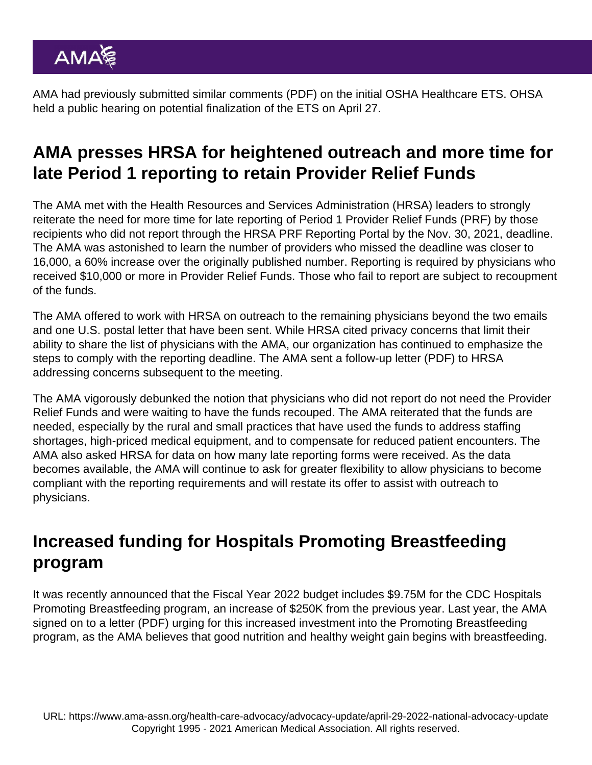AMA had previously submitted similar comments (PDF) on the initial OSHA Healthcare ETS. OHSA held a public hearing on potential finalization of the ETS on April 27.

## AMA presses HRSA for heightened outreach and more time for late Period 1 reporting to retain Provider Relief Funds

The AMA met with the Health Resources and Services Administration (HRSA) leaders to strongly reiterate the need for more time for late reporting of Period 1 Provider Relief Funds (PRF) by those recipients who did not report through the HRSA PRF Reporting Portal by the Nov. 30, 2021, deadline. The AMA was astonished to learn the number of providers who missed the deadline was closer to 16,000, a 60% increase over the originally published number. Reporting is required by physicians who received $10,000 or more in Provider Relief Funds. Those who fail to report are subject to recoupment of the funds.

The AMA offered to work with HRSA on outreach to the remaining physicians beyond the two emails and one U.S. postal letter that have been sent. While HRSA cited privacy concerns that limit their ability to share the list of physicians with the AMA, our organization has continued to emphasize the steps to comply with the reporting deadline. The AMA sent a follow-up letter (PDF) to HRSA addressing concerns subsequent to the meeting.

The AMA vigorously debunked the notion that physicians who did not report do not need the Provider Relief Funds and were waiting to have the funds recouped. The AMA reiterated that the funds are needed, especially by the rural and small practices that have used the funds to address staffing shortages, high-priced medical equipment, and to compensate for reduced patient encounters. The AMA also asked HRSA for data on how many late reporting forms were received. As the data becomes available, the AMA will continue to ask for greater flexibility to allow physicians to become compliant with the reporting requirements and will restate its offer to assist with outreach to physicians.

## Increased funding for Hospitals Promoting Breastfeeding program

It was recently announced that the Fiscal Year 2022 budget includes $9.75M for the CDC Hospitals Promoting Breastfeeding program, an increase of $250K from the previous year. Last year, the AMA signed on to a letter (PDF) urging for this increased investment into the Promoting Breastfeeding program, as the AMA believes that good nutrition and healthy weight gain begins with breastfeeding.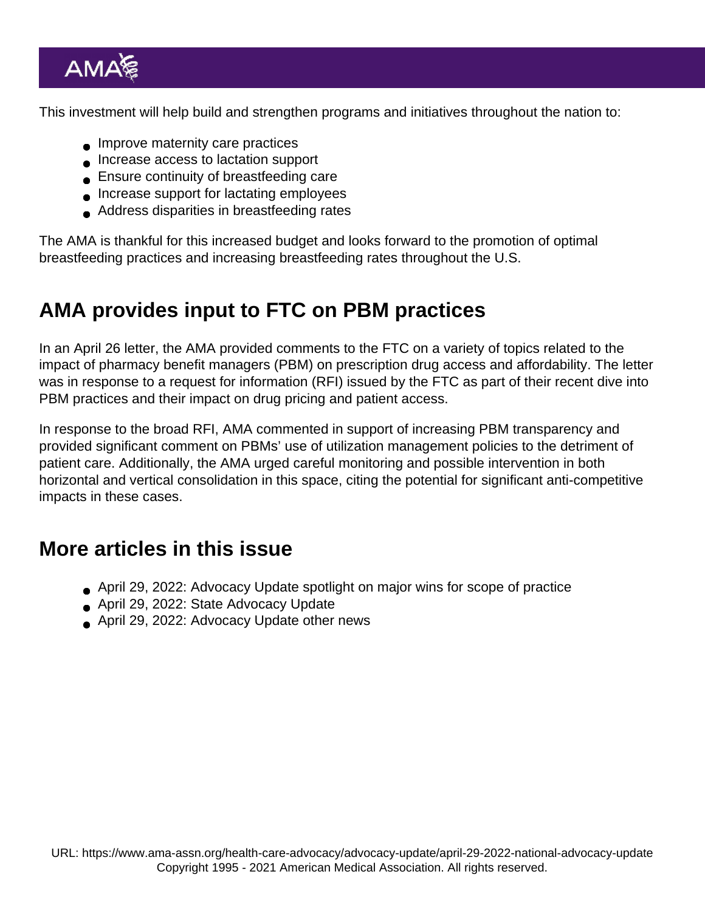This investment will help build and strengthen programs and initiatives throughout the nation to:

- Improve maternity care practices
- Increase access to lactation support
- Ensure continuity of breastfeeding care
- Increase support for lactating employees
- Address disparities in breastfeeding rates

The AMA is thankful for this increased budget and looks forward to the promotion of optimal breastfeeding practices and increasing breastfeeding rates throughout the U.S.

## AMA provides input to FTC on PBM practices

In an April 26 letter, the AMA provided comments to the FTC on a variety of topics related to the impact of pharmacy benefit managers (PBM) on prescription drug access and affordability. The letter was in response to a request for information (RFI) issued by the FTC as part of their recent dive into PBM practices and their impact on drug pricing and patient access.

In response to the broad RFI, AMA commented in support of increasing PBM transparency and provided significant comment on PBMs' use of utilization management policies to the detriment of patient care. Additionally, the AMA urged careful monitoring and possible intervention in both horizontal and vertical consolidation in this space, citing the potential for significant anti-competitive impacts in these cases.

## More articles in this issue

- April 29, 2022: Advocacy Update spotlight on major wins for scope of practice
- April 29, 2022: State Advocacy Update
- April 29, 2022: Advocacy Update other news